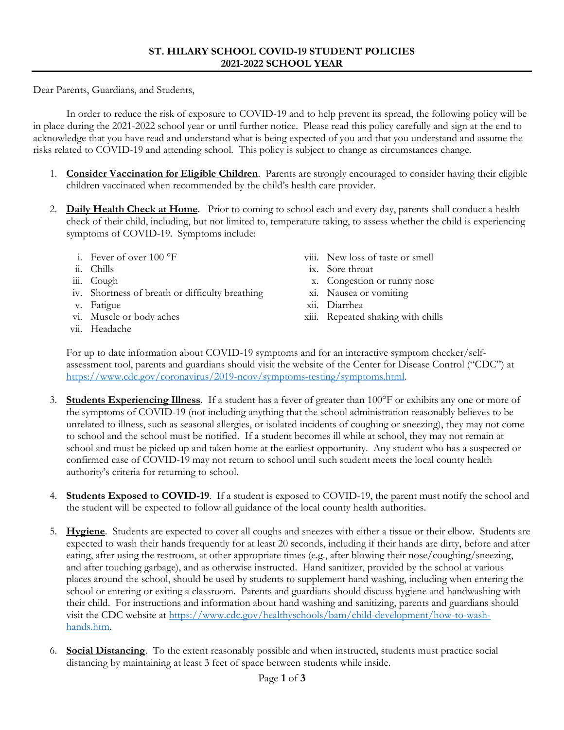# ST. HILARY SCHOOL COVID-19 STUDENT POLICIES
# 2021-2022 SCHOOL YEAR

Dear Parents, Guardians, and Students,

In order to reduce the risk of exposure to COVID-19 and to help prevent its spread, the following policy will be in place during the 2021-2022 school year or until further notice. Please read this policy carefully and sign at the end to acknowledge that you have read and understand what is being expected of you and that you understand and assume the risks related to COVID-19 and attending school. This policy is subject to change as circumstances change.

1. **Consider Vaccination for Eligible Children**. Parents are strongly encouraged to consider having their eligible children vaccinated when recommended by the child's health care provider.

2. **Daily Health Check at Home**. Prior to coming to school each and every day, parents shall conduct a health check of their child, including, but not limited to, temperature taking, to assess whether the child is experiencing symptoms of COVID-19. Symptoms include:

    i. Fever of over 100 °F
    ii. Chills
    iii. Cough
    iv. Shortness of breath or difficulty breathing
    v. Fatigue
    vi. Muscle or body aches
    vii. Headache
    viii. New loss of taste or smell
    ix. Sore throat
    x. Congestion or runny nose
    xi. Nausea or vomiting
    xii. Diarrhea
    xiii. Repeated shaking with chills

    For up to date information about COVID-19 symptoms and for an interactive symptom checker/self-assessment tool, parents and guardians should visit the website of the Center for Disease Control ("CDC") at https://www.cdc.gov/coronavirus/2019-ncov/symptoms-testing/symptoms.html.

3. **Students Experiencing Illness**. If a student has a fever of greater than 100°F or exhibits any one or more of the symptoms of COVID-19 (not including anything that the school administration reasonably believes to be unrelated to illness, such as seasonal allergies, or isolated incidents of coughing or sneezing), they may not come to school and the school must be notified. If a student becomes ill while at school, they may not remain at school and must be picked up and taken home at the earliest opportunity. Any student who has a suspected or confirmed case of COVID-19 may not return to school until such student meets the local county health authority's criteria for returning to school.

4. **Students Exposed to COVID-19**. If a student is exposed to COVID-19, the parent must notify the school and the student will be expected to follow all guidance of the local county health authorities.

5. **Hygiene**. Students are expected to cover all coughs and sneezes with either a tissue or their elbow. Students are expected to wash their hands frequently for at least 20 seconds, including if their hands are dirty, before and after eating, after using the restroom, at other appropriate times (e.g., after blowing their nose/coughing/sneezing, and after touching garbage), and as otherwise instructed. Hand sanitizer, provided by the school at various places around the school, should be used by students to supplement hand washing, including when entering the school or entering or exiting a classroom. Parents and guardians should discuss hygiene and handwashing with their child. For instructions and information about hand washing and sanitizing, parents and guardians should visit the CDC website at https://www.cdc.gov/healthyschools/bam/child-development/how-to-wash-hands.htm.

6. **Social Distancing**. To the extent reasonably possible and when instructed, students must practice social distancing by maintaining at least 3 feet of space between students while inside.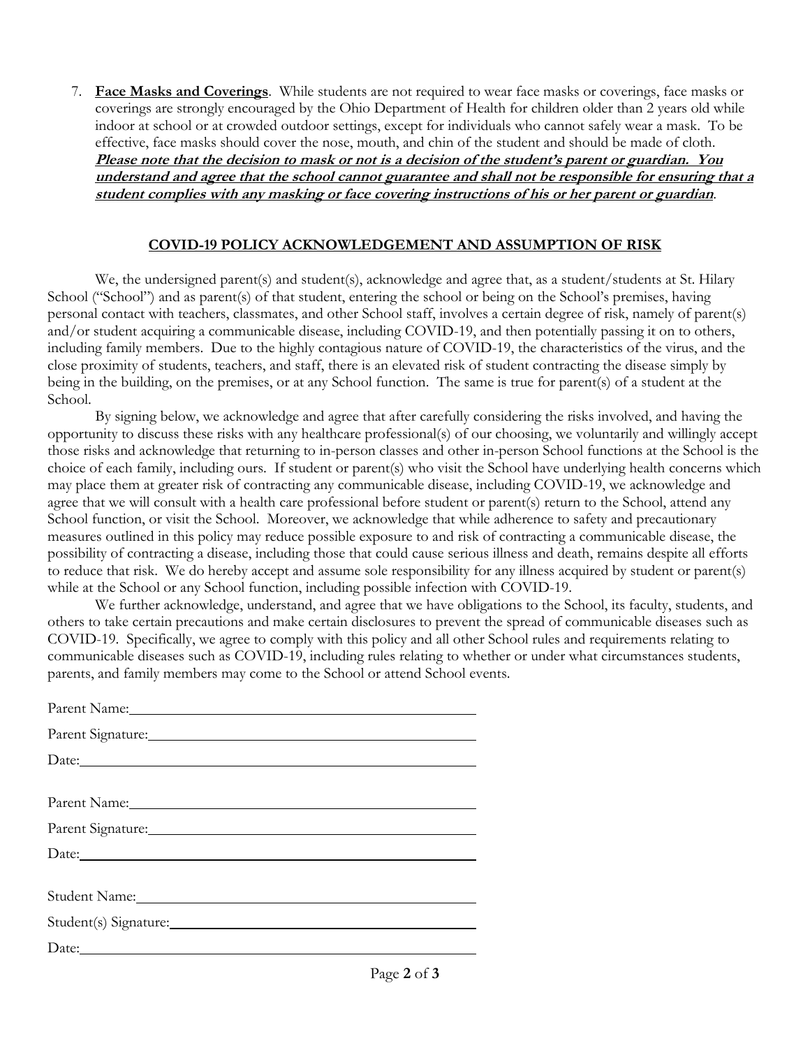7. **Face Masks and Coverings**. While students are not required to wear face masks or coverings, face masks or coverings are strongly encouraged by the Ohio Department of Health for children older than 2 years old while indoor at school or at crowded outdoor settings, except for individuals who cannot safely wear a mask. To be effective, face masks should cover the nose, mouth, and chin of the student and should be made of cloth. ***Please note that the decision to mask or not is a decision of the student's parent or guardian. You understand and agree that the school cannot guarantee and shall not be responsible for ensuring that a student complies with any masking or face covering instructions of his or her parent or guardian***.

## COVID-19 POLICY ACKNOWLEDGEMENT AND ASSUMPTION OF RISK

We, the undersigned parent(s) and student(s), acknowledge and agree that, as a student/students at St. Hilary School ("School") and as parent(s) of that student, entering the school or being on the School's premises, having personal contact with teachers, classmates, and other School staff, involves a certain degree of risk, namely of parent(s) and/or student acquiring a communicable disease, including COVID-19, and then potentially passing it on to others, including family members. Due to the highly contagious nature of COVID-19, the characteristics of the virus, and the close proximity of students, teachers, and staff, there is an elevated risk of student contracting the disease simply by being in the building, on the premises, or at any School function. The same is true for parent(s) of a student at the School.

By signing below, we acknowledge and agree that after carefully considering the risks involved, and having the opportunity to discuss these risks with any healthcare professional(s) of our choosing, we voluntarily and willingly accept those risks and acknowledge that returning to in-person classes and other in-person School functions at the School is the choice of each family, including ours. If student or parent(s) who visit the School have underlying health concerns which may place them at greater risk of contracting any communicable disease, including COVID-19, we acknowledge and agree that we will consult with a health care professional before student or parent(s) return to the School, attend any School function, or visit the School. Moreover, we acknowledge that while adherence to safety and precautionary measures outlined in this policy may reduce possible exposure to and risk of contracting a communicable disease, the possibility of contracting a disease, including those that could cause serious illness and death, remains despite all efforts to reduce that risk. We do hereby accept and assume sole responsibility for any illness acquired by student or parent(s) while at the School or any School function, including possible infection with COVID-19.

We further acknowledge, understand, and agree that we have obligations to the School, its faculty, students, and others to take certain precautions and make certain disclosures to prevent the spread of communicable diseases such as COVID-19. Specifically, we agree to comply with this policy and all other School rules and requirements relating to communicable diseases such as COVID-19, including rules relating to whether or under what circumstances students, parents, and family members may come to the School or attend School events.

Parent Name: ______________________________

Parent Signature: ______________________________

Date: ______________________________

Parent Name: ______________________________

Parent Signature: ______________________________

Date: ______________________________

Student Name: ______________________________

Student(s) Signature: ______________________________

Date: ______________________________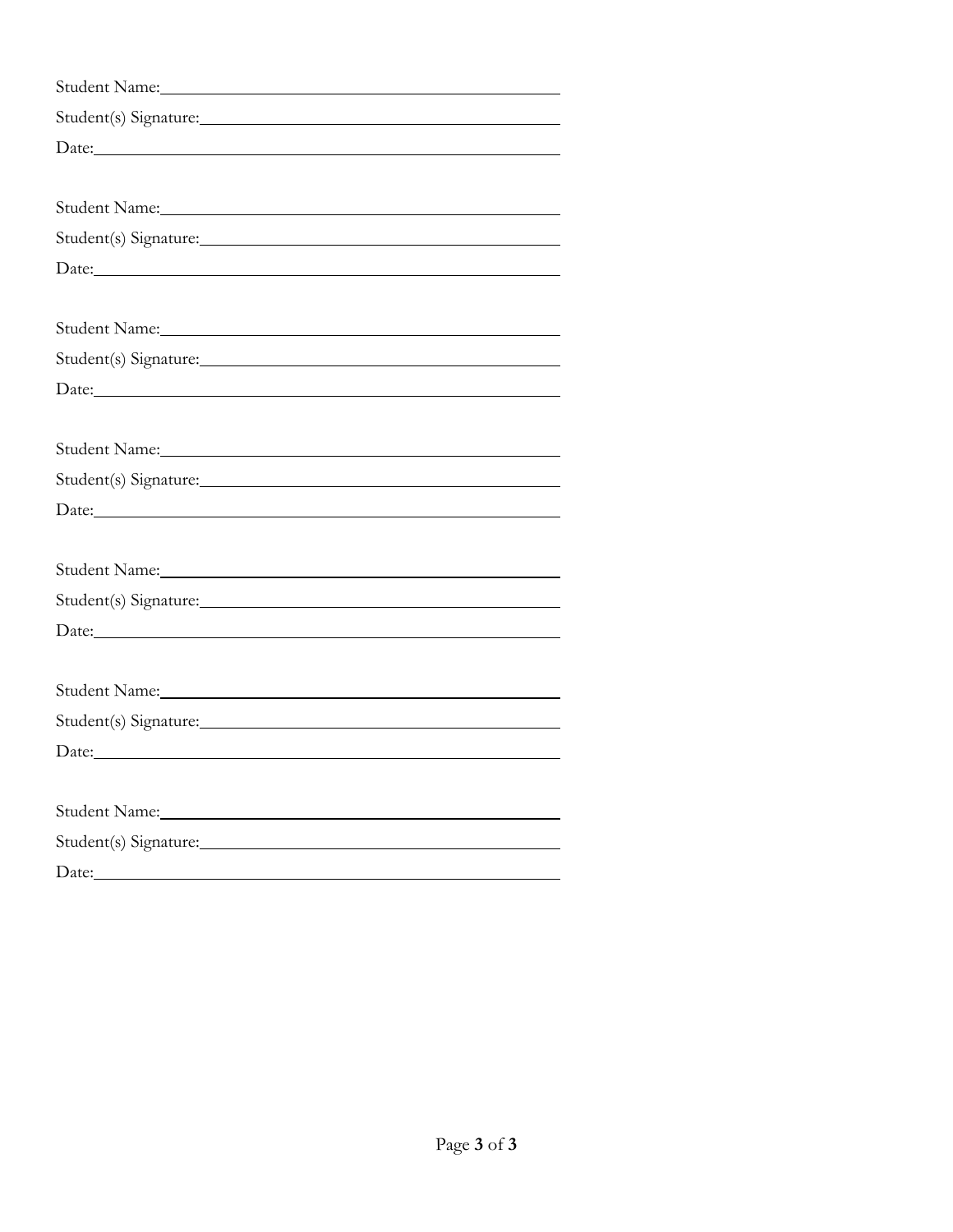Student Name: ______________________________________________

Student(s) Signature: ________________________________________

Date: _____________________________________________________

Student Name: ______________________________________________

Student(s) Signature: ________________________________________

Date: _____________________________________________________

Student Name: ______________________________________________

Student(s) Signature: ________________________________________

Date: _____________________________________________________

Student Name: ______________________________________________

Student(s) Signature: ________________________________________

Date: _____________________________________________________

Student Name: ______________________________________________

Student(s) Signature: ________________________________________

Date: _____________________________________________________

Student Name: ______________________________________________

Student(s) Signature: ________________________________________

Date: _____________________________________________________

Student Name: ______________________________________________

Student(s) Signature: ________________________________________

Date: _____________________________________________________